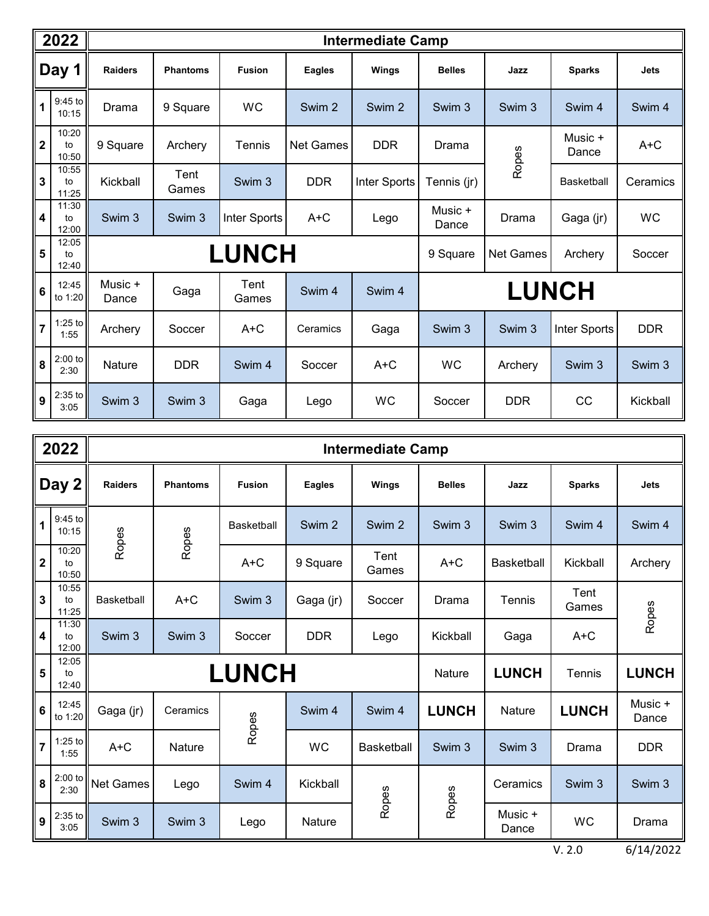## 2022 Intermediate Camp

| Day 1 | | Raiders | Phantoms | Fusion | Eagles | Wings | Belles | Jazz | Sparks | Jets |
|---|---|---|---|---|---|---|---|---|---|---|
| 1 | 9:45 to 10:15 | Drama | 9 Square | WC | Swim 2 | Swim 2 | Swim 3 | Swim 3 | Swim 4 | Swim 4 |
| 2 | 10:20 to 10:50 | 9 Square | Archery | Tennis | Net Games | DDR | Drama | Ropes | Music + Dance | A+C |
| 3 | 10:55 to 11:25 | Kickball | Tent Games | Swim 3 | DDR | Inter Sports | Tennis (jr) | Ropes | Basketball | Ceramics |
| 4 | 11:30 to 12:00 | Swim 3 | Swim 3 | Inter Sports | A+C | Lego | Music + Dance | Drama | Gaga (jr) | WC |
| 5 | 12:05 to 12:40 | LUNCH | LUNCH | LUNCH | LUNCH | LUNCH | 9 Square | Net Games | Archery | Soccer |
| 6 | 12:45 to 1:20 | Music + Dance | Gaga | Tent Games | Swim 4 | Swim 4 | LUNCH | LUNCH | LUNCH | LUNCH |
| 7 | 1:25 to 1:55 | Archery | Soccer | A+C | Ceramics | Gaga | Swim 3 | Swim 3 | Inter Sports | DDR |
| 8 | 2:00 to 2:30 | Nature | DDR | Swim 4 | Soccer | A+C | WC | Archery | Swim 3 | Swim 3 |
| 9 | 2:35 to 3:05 | Swim 3 | Swim 3 | Gaga | Lego | WC | Soccer | DDR | CC | Kickball |

## 2022 Intermediate Camp

| Day 2 | | Raiders | Phantoms | Fusion | Eagles | Wings | Belles | Jazz | Sparks | Jets |
|---|---|---|---|---|---|---|---|---|---|---|
| 1 | 9:45 to 10:15 | Ropes | Ropes | Basketball | Swim 2 | Swim 2 | Swim 3 | Swim 3 | Swim 4 | Swim 4 |
| 2 | 10:20 to 10:50 | Ropes | Ropes | A+C | 9 Square | Tent Games | A+C | Basketball | Kickball | Archery |
| 3 | 10:55 to 11:25 | Basketball | A+C | Swim 3 | Gaga (jr) | Soccer | Drama | Tennis | Tent Games | Ropes |
| 4 | 11:30 to 12:00 | Swim 3 | Swim 3 | Soccer | DDR | Lego | Kickball | Gaga | A+C | Ropes |
| 5 | 12:05 to 12:40 | LUNCH | LUNCH | LUNCH | LUNCH | LUNCH | Nature | LUNCH | Tennis | LUNCH |
| 6 | 12:45 to 1:20 | Gaga (jr) | Ceramics | Ropes | Swim 4 | Swim 4 | LUNCH | Nature | LUNCH | Music + Dance |
| 7 | 1:25 to 1:55 | A+C | Nature | Ropes | WC | Basketball | Swim 3 | Swim 3 | Drama | DDR |
| 8 | 2:00 to 2:30 | Net Games | Lego | Swim 4 | Kickball | Ropes | Ropes | Ceramics | Swim 3 | Swim 3 |
| 9 | 2:35 to 3:05 | Swim 3 | Swim 3 | Lego | Nature | Ropes | Ropes | Music + Dance | WC | Drama |

V. 2.0 6/14/2022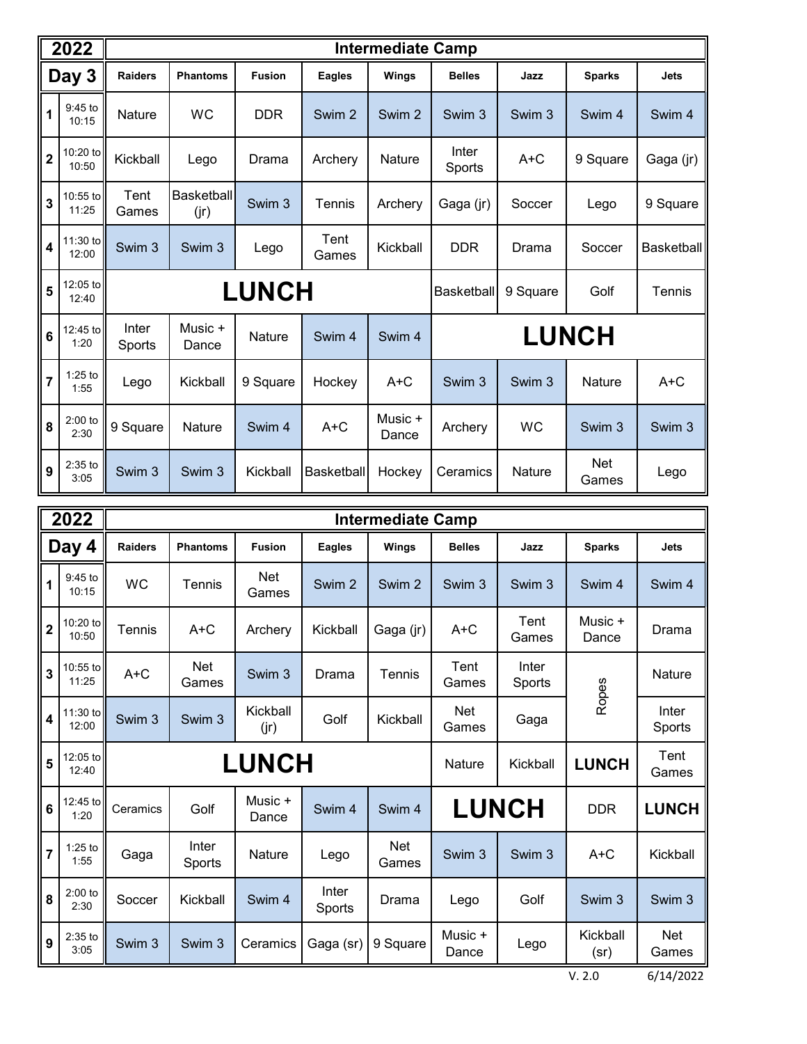| 2022 | | Intermediate Camp | | | | | | | | |
|---|---|---|---|---|---|---|---|---|---|---|
| **Day 3** | | **Raiders** | **Phantoms** | **Fusion** | **Eagles** | **Wings** | **Belles** | **Jazz** | **Sparks** | **Jets** |
| 1 | 9:45 to 10:15 | Nature | WC | DDR | Swim 2 | Swim 2 | Swim 3 | Swim 3 | Swim 4 | Swim 4 |
| 2 | 10:20 to 10:50 | Kickball | Lego | Drama | Archery | Nature | Inter Sports | A+C | 9 Square | Gaga (jr) |
| 3 | 10:55 to 11:25 | Tent Games | Basketball (jr) | Swim 3 | Tennis | Archery | Gaga (jr) | Soccer | Lego | 9 Square |
| 4 | 11:30 to 12:00 | Swim 3 | Swim 3 | Lego | Tent Games | Kickball | DDR | Drama | Soccer | Basketball |
| 5 | 12:05 to 12:40 | **LUNCH** | | | | | Basketball | 9 Square | Golf | Tennis |
| 6 | 12:45 to 1:20 | Inter Sports | Music + Dance | Nature | Swim 4 | Swim 4 | **LUNCH** | | | |
| 7 | 1:25 to 1:55 | Lego | Kickball | 9 Square | Hockey | A+C | Swim 3 | Swim 3 | Nature | A+C |
| 8 | 2:00 to 2:30 | 9 Square | Nature | Swim 4 | A+C | Music + Dance | Archery | WC | Swim 3 | Swim 3 |
| 9 | 2:35 to 3:05 | Swim 3 | Swim 3 | Kickball | Basketball | Hockey | Ceramics | Nature | Net Games | Lego |

| 2022 | | Intermediate Camp | | | | | | | | |
|---|---|---|---|---|---|---|---|---|---|---|
| **Day 4** | | **Raiders** | **Phantoms** | **Fusion** | **Eagles** | **Wings** | **Belles** | **Jazz** | **Sparks** | **Jets** |
| 1 | 9:45 to 10:15 | WC | Tennis | Net Games | Swim 2 | Swim 2 | Swim 3 | Swim 3 | Swim 4 | Swim 4 |
| 2 | 10:20 to 10:50 | Tennis | A+C | Archery | Kickball | Gaga (jr) | A+C | Tent Games | Music + Dance | Drama |
| 3 | 10:55 to 11:25 | A+C | Net Games | Swim 3 | Drama | Tennis | Tent Games | Inter Sports | Ropes | Nature |
| 4 | 11:30 to 12:00 | Swim 3 | Swim 3 | Kickball (jr) | Golf | Kickball | Net Games | Gaga | | Inter Sports |
| 5 | 12:05 to 12:40 | **LUNCH** | | | | | Nature | Kickball | **LUNCH** | Tent Games |
| 6 | 12:45 to 1:20 | Ceramics | Golf | Music + Dance | Swim 4 | Swim 4 | **LUNCH** | | DDR | **LUNCH** |
| 7 | 1:25 to 1:55 | Gaga | Inter Sports | Nature | Lego | Net Games | Swim 3 | Swim 3 | A+C | Kickball |
| 8 | 2:00 to 2:30 | Soccer | Kickball | Swim 4 | Inter Sports | Drama | Lego | Golf | Swim 3 | Swim 3 |
| 9 | 2:35 to 3:05 | Swim 3 | Swim 3 | Ceramics | Gaga (sr) | 9 Square | Music + Dance | Lego | Kickball (sr) | Net Games |

V. 2.0 6/14/2022